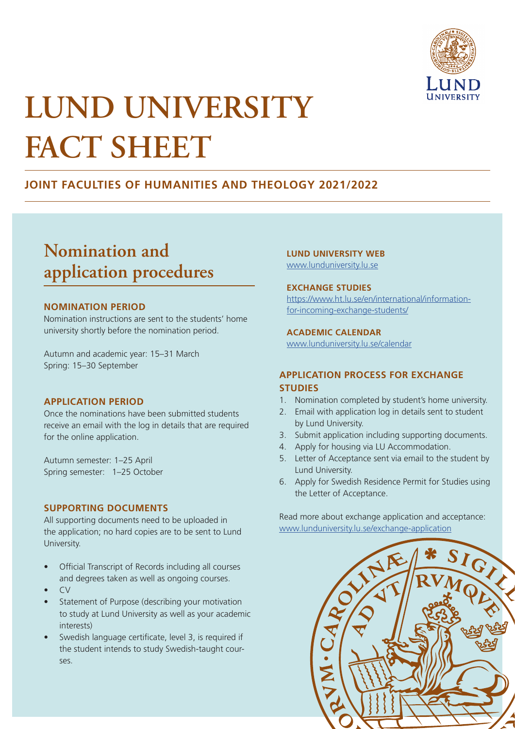# LUND UNIVERSITY FACT SHEET

## JOINT FACULTIES OF HUMANITIES AND THEOLOGY 2021/2022

## Nomination and application procedures

### NOMINATION PERIOD

Nomination instructions are sent to the students' home university shortly before the nomination period.

Autumn and academic year: 15–31 March
Spring: 15–30 September

### APPLICATION PERIOD

Once the nominations have been submitted students receive an email with the log in details that are required for the online application.

Autumn semester: 1–25 April
Spring semester: 1–25 October

### SUPPORTING DOCUMENTS

All supporting documents need to be uploaded in the application; no hard copies are to be sent to Lund University.

- Official Transcript of Records including all courses and degrees taken as well as ongoing courses.
- CV
- Statement of Purpose (describing your motivation to study at Lund University as well as your academic interests)
- Swedish language certificate, level 3, is required if the student intends to study Swedish-taught courses.

### LUND UNIVERSITY WEB

www.lunduniversity.lu.se

### EXCHANGE STUDIES

https://www.ht.lu.se/en/international/information-for-incoming-exchange-students/

### ACADEMIC CALENDAR

www.lunduniversity.lu.se/calendar

### APPLICATION PROCESS FOR EXCHANGE STUDIES

1. Nomination completed by student's home university.
2. Email with application log in details sent to student by Lund University.
3. Submit application including supporting documents.
4. Apply for housing via LU Accommodation.
5. Letter of Acceptance sent via email to the student by Lund University.
6. Apply for Swedish Residence Permit for Studies using the Letter of Acceptance.

Read more about exchange application and acceptance:
www.lunduniversity.lu.se/exchange-application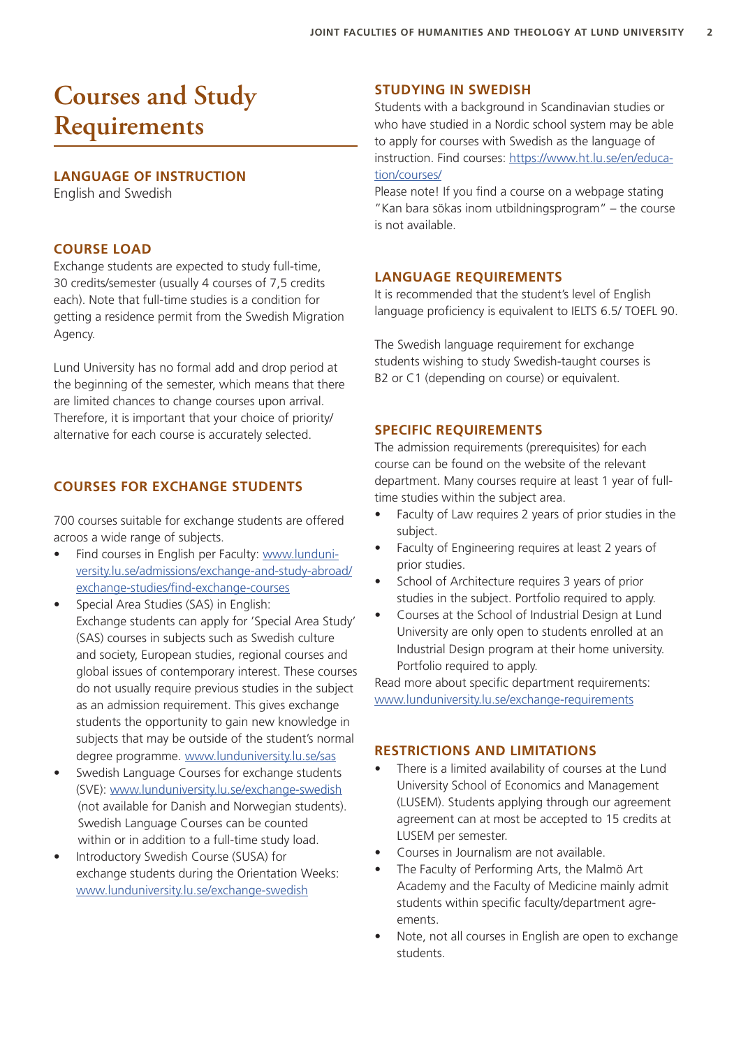# Courses and Study Requirements

## LANGUAGE OF INSTRUCTION

English and Swedish

## COURSE LOAD

Exchange students are expected to study full-time, 30 credits/semester (usually 4 courses of 7,5 credits each). Note that full-time studies is a condition for getting a residence permit from the Swedish Migration Agency.

Lund University has no formal add and drop period at the beginning of the semester, which means that there are limited chances to change courses upon arrival. Therefore, it is important that your choice of priority/alternative for each course is accurately selected.

## COURSES FOR EXCHANGE STUDENTS

700 courses suitable for exchange students are offered acroos a wide range of subjects.

- Find courses in English per Faculty: www.lunduniversity.lu.se/admissions/exchange-and-study-abroad/exchange-studies/find-exchange-courses
- Special Area Studies (SAS) in English: Exchange students can apply for 'Special Area Study' (SAS) courses in subjects such as Swedish culture and society, European studies, regional courses and global issues of contemporary interest. These courses do not usually require previous studies in the subject as an admission requirement. This gives exchange students the opportunity to gain new knowledge in subjects that may be outside of the student's normal degree programme. www.lunduniversity.lu.se/sas
- Swedish Language Courses for exchange students (SVE): www.lunduniversity.lu.se/exchange-swedish (not available for Danish and Norwegian students). Swedish Language Courses can be counted within or in addition to a full-time study load.
- Introductory Swedish Course (SUSA) for exchange students during the Orientation Weeks: www.lunduniversity.lu.se/exchange-swedish

## STUDYING IN SWEDISH

Students with a background in Scandinavian studies or who have studied in a Nordic school system may be able to apply for courses with Swedish as the language of instruction. Find courses: https://www.ht.lu.se/en/education/courses/

Please note! If you find a course on a webpage stating "Kan bara sökas inom utbildningsprogram" – the course is not available.

## LANGUAGE REQUIREMENTS

It is recommended that the student's level of English language proficiency is equivalent to IELTS 6.5/ TOEFL 90.

The Swedish language requirement for exchange students wishing to study Swedish-taught courses is B2 or C1 (depending on course) or equivalent.

## SPECIFIC REQUIREMENTS

The admission requirements (prerequisites) for each course can be found on the website of the relevant department. Many courses require at least 1 year of full-time studies within the subject area.

- Faculty of Law requires 2 years of prior studies in the subject.
- Faculty of Engineering requires at least 2 years of prior studies.
- School of Architecture requires 3 years of prior studies in the subject. Portfolio required to apply.
- Courses at the School of Industrial Design at Lund University are only open to students enrolled at an Industrial Design program at their home university. Portfolio required to apply.

Read more about specific department requirements: www.lunduniversity.lu.se/exchange-requirements

## RESTRICTIONS AND LIMITATIONS

- There is a limited availability of courses at the Lund University School of Economics and Management (LUSEM). Students applying through our agreement agreement can at most be accepted to 15 credits at LUSEM per semester.
- Courses in Journalism are not available.
- The Faculty of Performing Arts, the Malmö Art Academy and the Faculty of Medicine mainly admit students within specific faculty/department agreements.
- Note, not all courses in English are open to exchange students.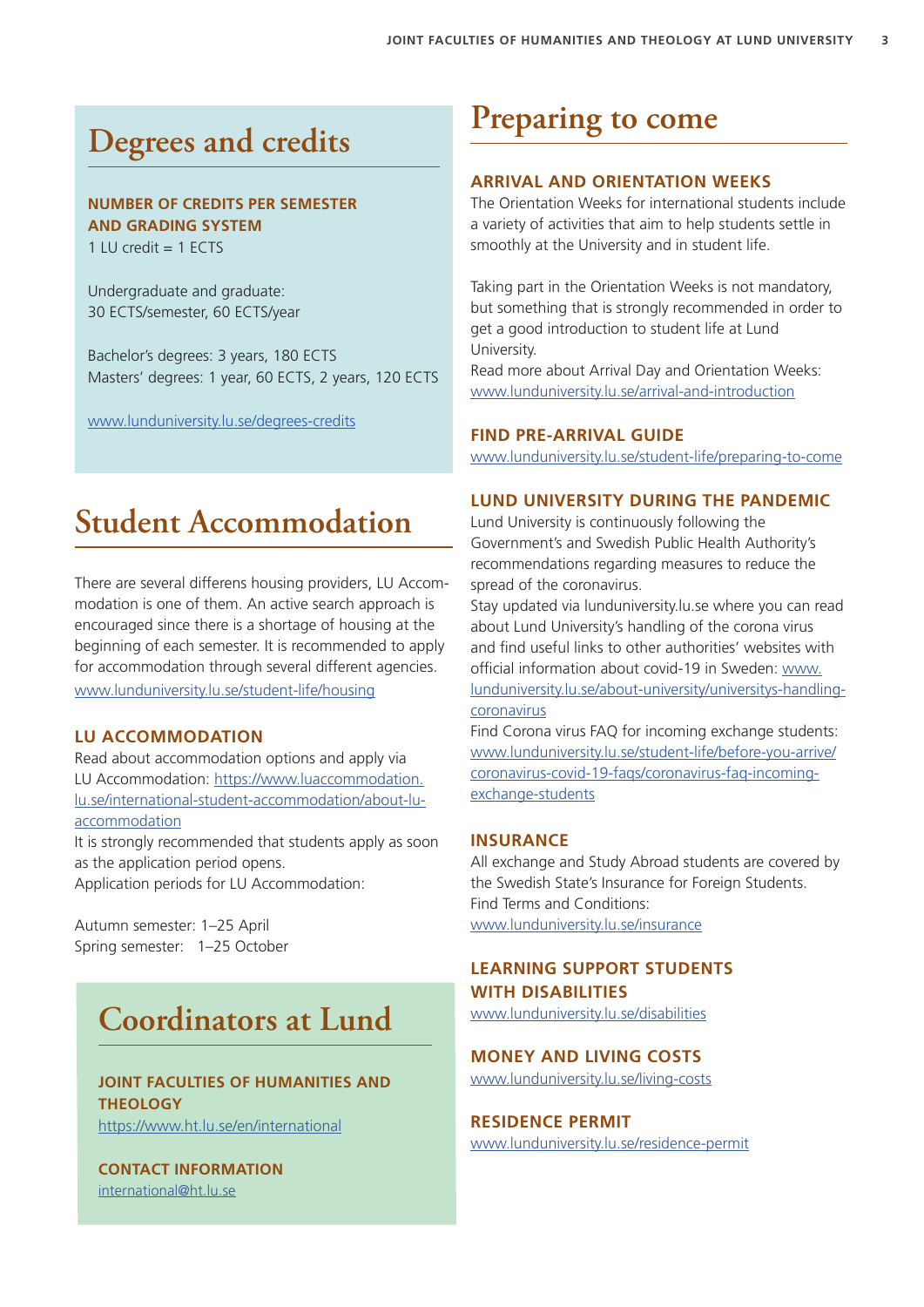## Degrees and credits

### NUMBER OF CREDITS PER SEMESTER AND GRADING SYSTEM

1 LU credit = 1 ECTS

Undergraduate and graduate:
30 ECTS/semester, 60 ECTS/year

Bachelor's degrees: 3 years, 180 ECTS
Masters' degrees: 1 year, 60 ECTS, 2 years, 120 ECTS

www.lunduniversity.lu.se/degrees-credits

## Student Accommodation

There are several differens housing providers, LU Accommodation is one of them. An active search approach is encouraged since there is a shortage of housing at the beginning of each semester. It is recommended to apply for accommodation through several different agencies.
www.lunduniversity.lu.se/student-life/housing

### LU ACCOMMODATION

Read about accommodation options and apply via LU Accommodation: https://www.luaccommodation.lu.se/international-student-accommodation/about-lu-accommodation
It is strongly recommended that students apply as soon as the application period opens.
Application periods for LU Accommodation:

Autumn semester: 1–25 April
Spring semester: 1–25 October

## Coordinators at Lund

### JOINT FACULTIES OF HUMANITIES AND THEOLOGY

https://www.ht.lu.se/en/international

### CONTACT INFORMATION

international@ht.lu.se

## Preparing to come

### ARRIVAL AND ORIENTATION WEEKS

The Orientation Weeks for international students include a variety of activities that aim to help students settle in smoothly at the University and in student life.

Taking part in the Orientation Weeks is not mandatory, but something that is strongly recommended in order to get a good introduction to student life at Lund University.
Read more about Arrival Day and Orientation Weeks:
www.lunduniversity.lu.se/arrival-and-introduction

### FIND PRE-ARRIVAL GUIDE

www.lunduniversity.lu.se/student-life/preparing-to-come

### LUND UNIVERSITY DURING THE PANDEMIC

Lund University is continuously following the Government's and Swedish Public Health Authority's recommendations regarding measures to reduce the spread of the coronavirus.
Stay updated via lunduniversity.lu.se where you can read about Lund University's handling of the corona virus and find useful links to other authorities' websites with official information about covid-19 in Sweden: www.lunduniversity.lu.se/about-university/universitys-handling-coronavirus
Find Corona virus FAQ for incoming exchange students: www.lunduniversity.lu.se/student-life/before-you-arrive/coronavirus-covid-19-faqs/coronavirus-faq-incoming-exchange-students

### INSURANCE

All exchange and Study Abroad students are covered by the Swedish State's Insurance for Foreign Students.
Find Terms and Conditions:
www.lunduniversity.lu.se/insurance

### LEARNING SUPPORT STUDENTS WITH DISABILITIES

www.lunduniversity.lu.se/disabilities

### MONEY AND LIVING COSTS

www.lunduniversity.lu.se/living-costs

### RESIDENCE PERMIT

www.lunduniversity.lu.se/residence-permit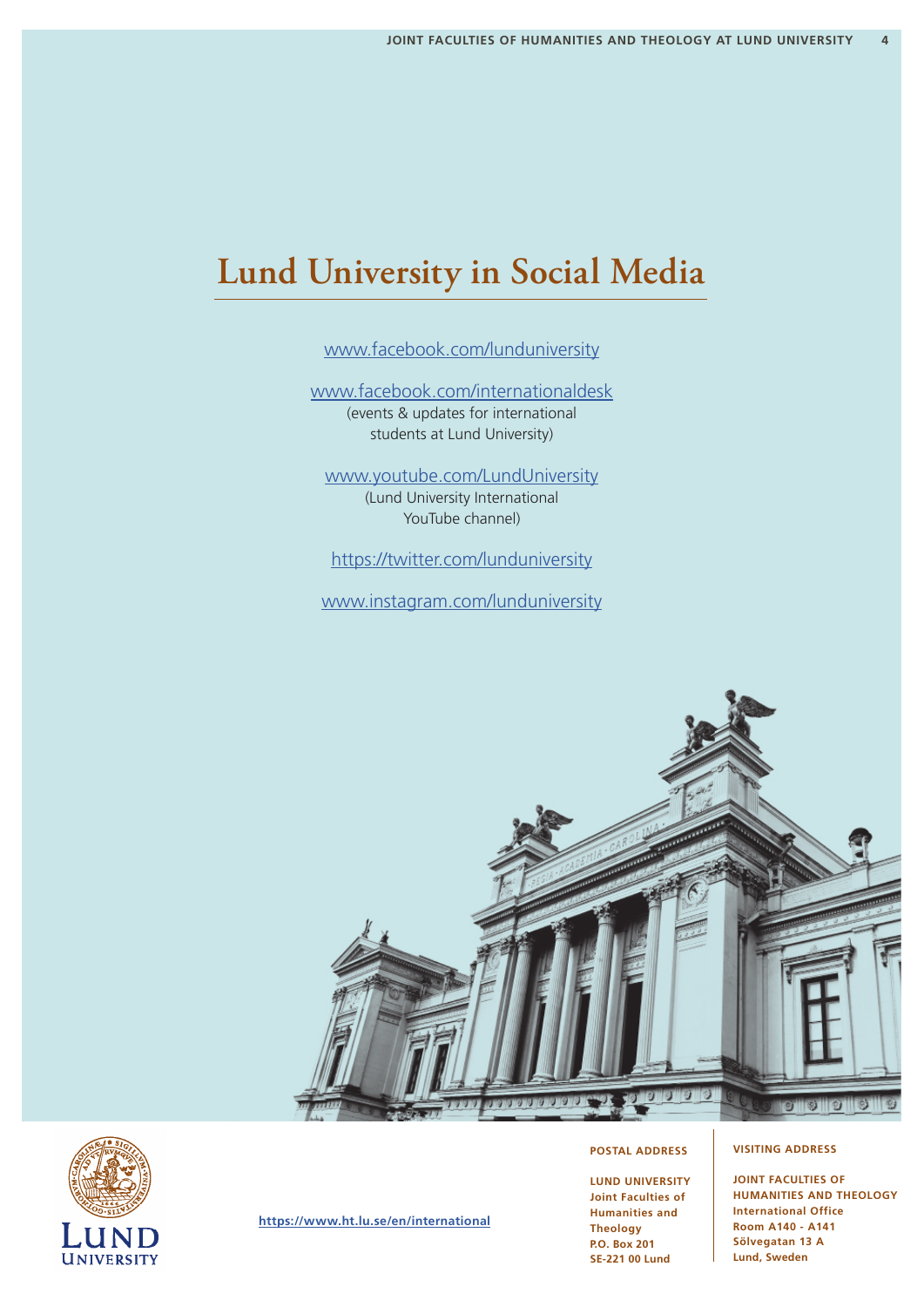# Lund University in Social Media

www.facebook.com/lunduniversity

www.facebook.com/internationaldesk
(events & updates for international students at Lund University)

www.youtube.com/LundUniversity
(Lund University International YouTube channel)

https://twitter.com/lunduniversity

www.instagram.com/lunduniversity

**https://www.ht.lu.se/en/international**

**POSTAL ADDRESS**

**LUND UNIVERSITY**
**Joint Faculties of Humanities and Theology**
**P.O. Box 201**
**SE-221 00 Lund**

**VISITING ADDRESS**

**JOINT FACULTIES OF HUMANITIES AND THEOLOGY**
**International Office**
**Room A140 - A141**
**Sölvegatan 13 A**
**Lund, Sweden**